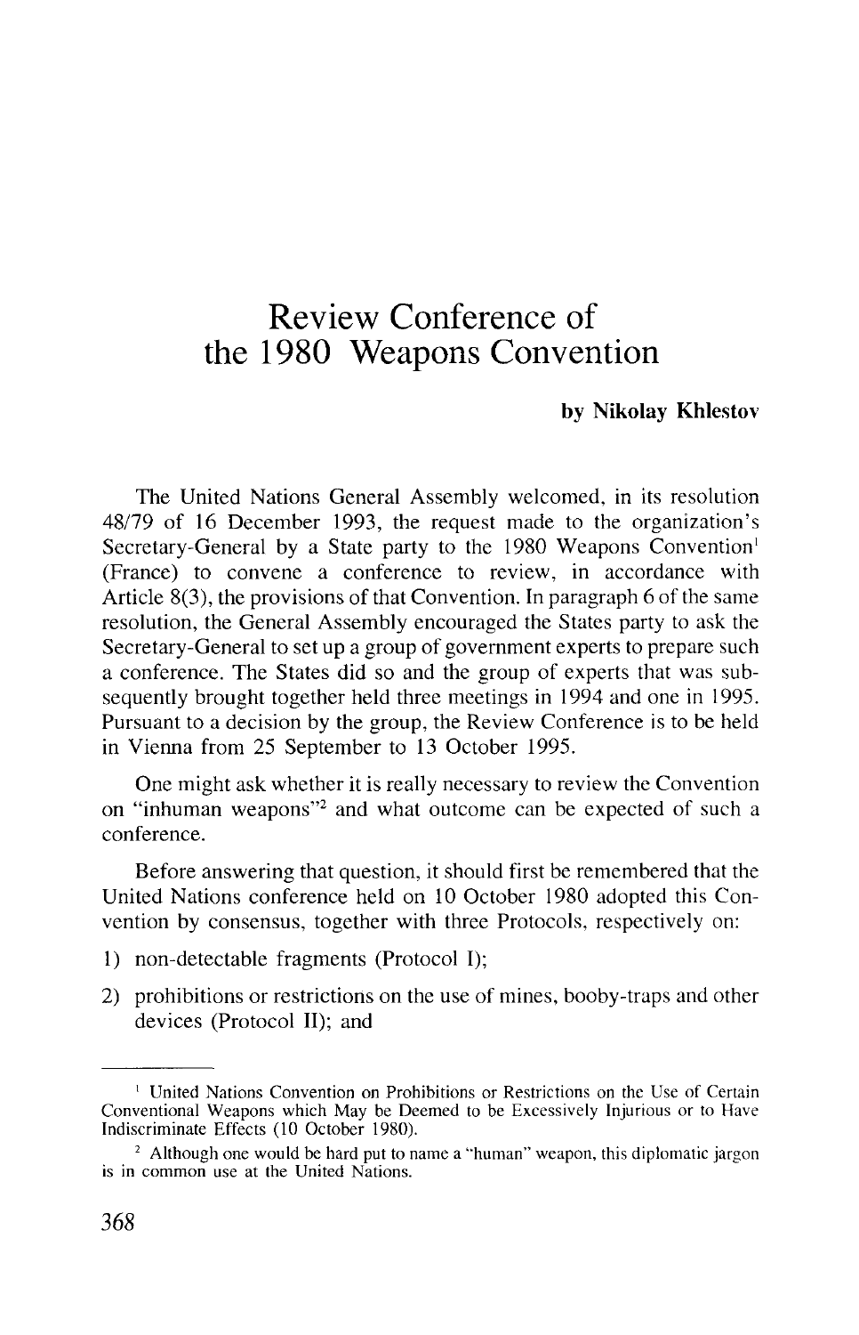# Review Conference of the 1980 Weapons Convention

**by Nikolay Khlestov**

The United Nations General Assembly welcomed, in its resolution 48/79 of 16 December 1993, the request made to the organization's Secretary-General by a State party to the 1980 Weapons Convention[1] (France) to convene a conference to review, in accordance with Article 8(3), the provisions of that Convention. In paragraph 6 of the same resolution, the General Assembly encouraged the States party to ask the Secretary-General to set up a group of government experts to prepare such a conference. The States did so and the group of experts that was subsequently brought together held three meetings in 1994 and one in 1995. Pursuant to a decision by the group, the Review Conference is to be held in Vienna from 25 September to 13 October 1995.

One might ask whether it is really necessary to review the Convention on "inhuman weapons"[2] and what outcome can be expected of such a conference.

Before answering that question, it should first be remembered that the United Nations conference held on 10 October 1980 adopted this Convention by consensus, together with three Protocols, respectively on:

1) non-detectable fragments (Protocol I);
2) prohibitions or restrictions on the use of mines, booby-traps and other devices (Protocol II); and

---

[1] United Nations Convention on Prohibitions or Restrictions on the Use of Certain Conventional Weapons which May be Deemed to be Excessively Injurious or to Have Indiscriminate Effects (10 October 1980).

[2] Although one would be hard put to name a "human" weapon, this diplomatic jargon is in common use at the United Nations.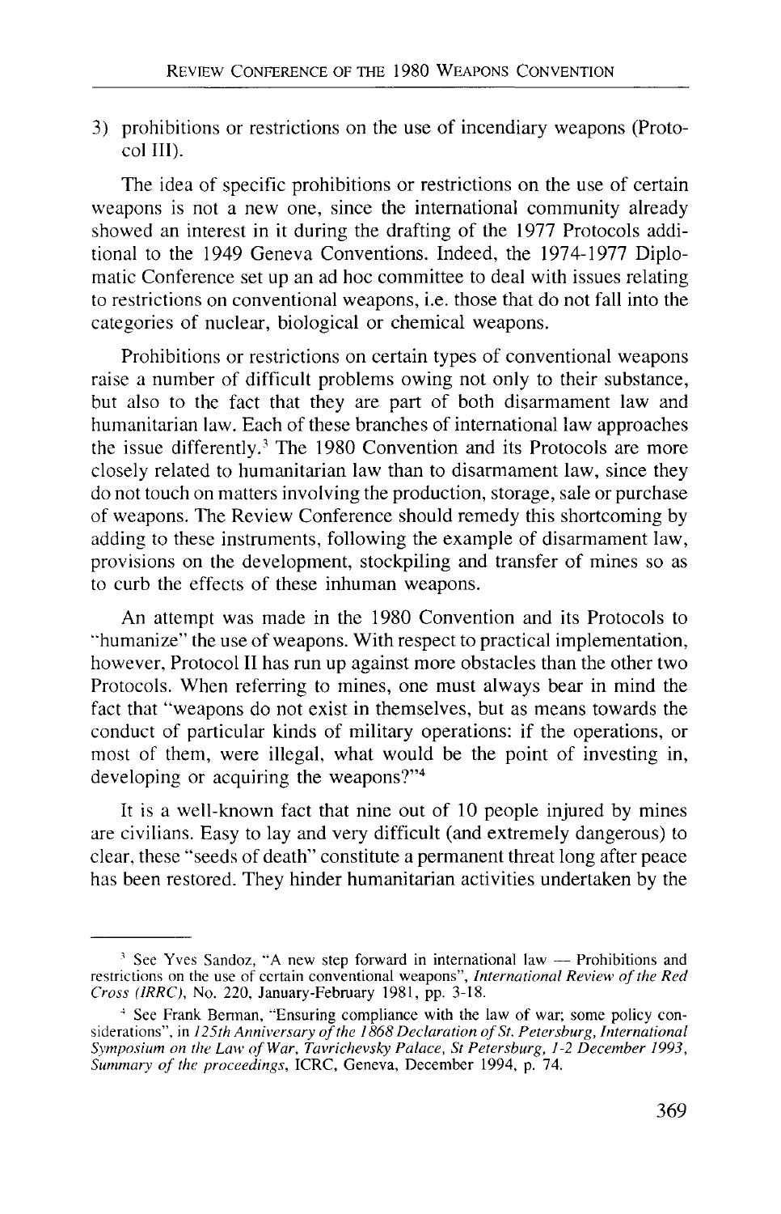3) prohibitions or restrictions on the use of incendiary weapons (Protocol III).

The idea of specific prohibitions or restrictions on the use of certain weapons is not a new one, since the international community already showed an interest in it during the drafting of the 1977 Protocols additional to the 1949 Geneva Conventions. Indeed, the 1974-1977 Diplomatic Conference set up an ad hoc committee to deal with issues relating to restrictions on conventional weapons, i.e. those that do not fall into the categories of nuclear, biological or chemical weapons.

Prohibitions or restrictions on certain types of conventional weapons raise a number of difficult problems owing not only to their substance, but also to the fact that they are part of both disarmament law and humanitarian law. Each of these branches of international law approaches the issue differently.[3] The 1980 Convention and its Protocols are more closely related to humanitarian law than to disarmament law, since they do not touch on matters involving the production, storage, sale or purchase of weapons. The Review Conference should remedy this shortcoming by adding to these instruments, following the example of disarmament law, provisions on the development, stockpiling and transfer of mines so as to curb the effects of these inhuman weapons.

An attempt was made in the 1980 Convention and its Protocols to "humanize" the use of weapons. With respect to practical implementation, however, Protocol II has run up against more obstacles than the other two Protocols. When referring to mines, one must always bear in mind the fact that "weapons do not exist in themselves, but as means towards the conduct of particular kinds of military operations: if the operations, or most of them, were illegal, what would be the point of investing in, developing or acquiring the weapons?"[4]

It is a well-known fact that nine out of 10 people injured by mines are civilians. Easy to lay and very difficult (and extremely dangerous) to clear, these "seeds of death" constitute a permanent threat long after peace has been restored. They hinder humanitarian activities undertaken by the

---

[3] See Yves Sandoz, "A new step forward in international law — Prohibitions and restrictions on the use of certain conventional weapons", *International Review of the Red Cross (IRRC)*, No. 220, January-February 1981, pp. 3-18.

[4] See Frank Berman, "Ensuring compliance with the law of war; some policy considerations", in *125th Anniversary of the 1868 Declaration of St. Petersburg, International Symposium on the Law of War, Tavrichevsky Palace, St Petersburg, 1-2 December 1993, Summary of the proceedings*, ICRC, Geneva, December 1994, p. 74.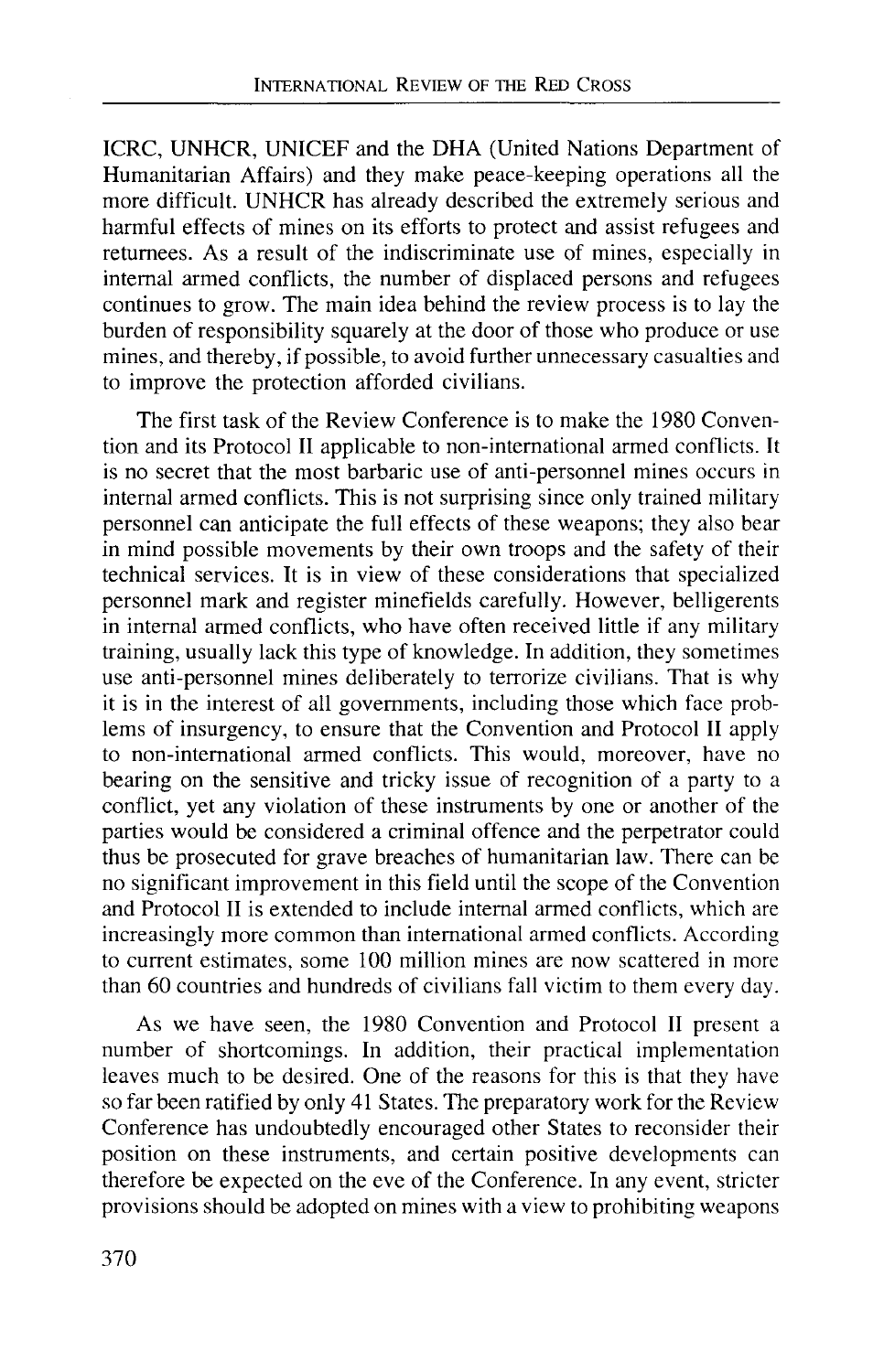ICRC, UNHCR, UNICEF and the DHA (United Nations Department of Humanitarian Affairs) and they make peace-keeping operations all the more difficult. UNHCR has already described the extremely serious and harmful effects of mines on its efforts to protect and assist refugees and returnees. As a result of the indiscriminate use of mines, especially in internal armed conflicts, the number of displaced persons and refugees continues to grow. The main idea behind the review process is to lay the burden of responsibility squarely at the door of those who produce or use mines, and thereby, if possible, to avoid further unnecessary casualties and to improve the protection afforded civilians.

The first task of the Review Conference is to make the 1980 Convention and its Protocol II applicable to non-international armed conflicts. It is no secret that the most barbaric use of anti-personnel mines occurs in internal armed conflicts. This is not surprising since only trained military personnel can anticipate the full effects of these weapons; they also bear in mind possible movements by their own troops and the safety of their technical services. It is in view of these considerations that specialized personnel mark and register minefields carefully. However, belligerents in internal armed conflicts, who have often received little if any military training, usually lack this type of knowledge. In addition, they sometimes use anti-personnel mines deliberately to terrorize civilians. That is why it is in the interest of all governments, including those which face problems of insurgency, to ensure that the Convention and Protocol II apply to non-international armed conflicts. This would, moreover, have no bearing on the sensitive and tricky issue of recognition of a party to a conflict, yet any violation of these instruments by one or another of the parties would be considered a criminal offence and the perpetrator could thus be prosecuted for grave breaches of humanitarian law. There can be no significant improvement in this field until the scope of the Convention and Protocol II is extended to include internal armed conflicts, which are increasingly more common than international armed conflicts. According to current estimates, some 100 million mines are now scattered in more than 60 countries and hundreds of civilians fall victim to them every day.

As we have seen, the 1980 Convention and Protocol II present a number of shortcomings. In addition, their practical implementation leaves much to be desired. One of the reasons for this is that they have so far been ratified by only 41 States. The preparatory work for the Review Conference has undoubtedly encouraged other States to reconsider their position on these instruments, and certain positive developments can therefore be expected on the eve of the Conference. In any event, stricter provisions should be adopted on mines with a view to prohibiting weapons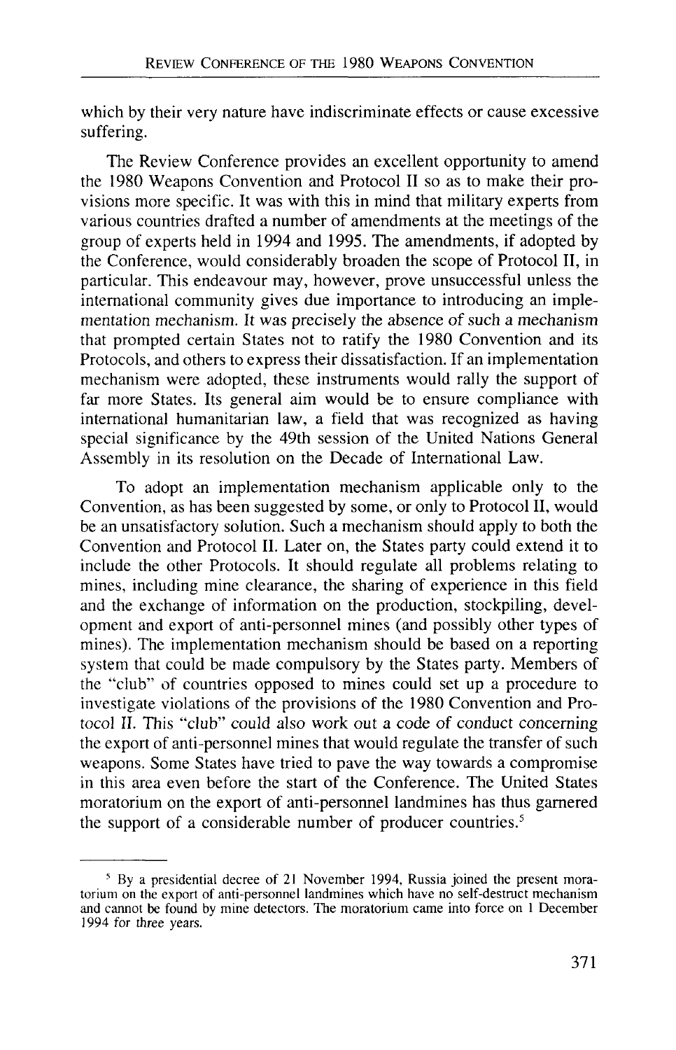which by their very nature have indiscriminate effects or cause excessive suffering.

The Review Conference provides an excellent opportunity to amend the 1980 Weapons Convention and Protocol II so as to make their provisions more specific. It was with this in mind that military experts from various countries drafted a number of amendments at the meetings of the group of experts held in 1994 and 1995. The amendments, if adopted by the Conference, would considerably broaden the scope of Protocol II, in particular. This endeavour may, however, prove unsuccessful unless the international community gives due importance to introducing an implementation mechanism. It was precisely the absence of such a mechanism that prompted certain States not to ratify the 1980 Convention and its Protocols, and others to express their dissatisfaction. If an implementation mechanism were adopted, these instruments would rally the support of far more States. Its general aim would be to ensure compliance with international humanitarian law, a field that was recognized as having special significance by the 49th session of the United Nations General Assembly in its resolution on the Decade of International Law.

To adopt an implementation mechanism applicable only to the Convention, as has been suggested by some, or only to Protocol II, would be an unsatisfactory solution. Such a mechanism should apply to both the Convention and Protocol II. Later on, the States party could extend it to include the other Protocols. It should regulate all problems relating to mines, including mine clearance, the sharing of experience in this field and the exchange of information on the production, stockpiling, development and export of anti-personnel mines (and possibly other types of mines). The implementation mechanism should be based on a reporting system that could be made compulsory by the States party. Members of the "club" of countries opposed to mines could set up a procedure to investigate violations of the provisions of the 1980 Convention and Protocol II. This "club" could also work out a code of conduct concerning the export of anti-personnel mines that would regulate the transfer of such weapons. Some States have tried to pave the way towards a compromise in this area even before the start of the Conference. The United States moratorium on the export of anti-personnel landmines has thus garnered the support of a considerable number of producer countries.[5]

---

[5] By a presidential decree of 21 November 1994, Russia joined the present moratorium on the export of anti-personnel landmines which have no self-destruct mechanism and cannot be found by mine detectors. The moratorium came into force on 1 December 1994 for three years.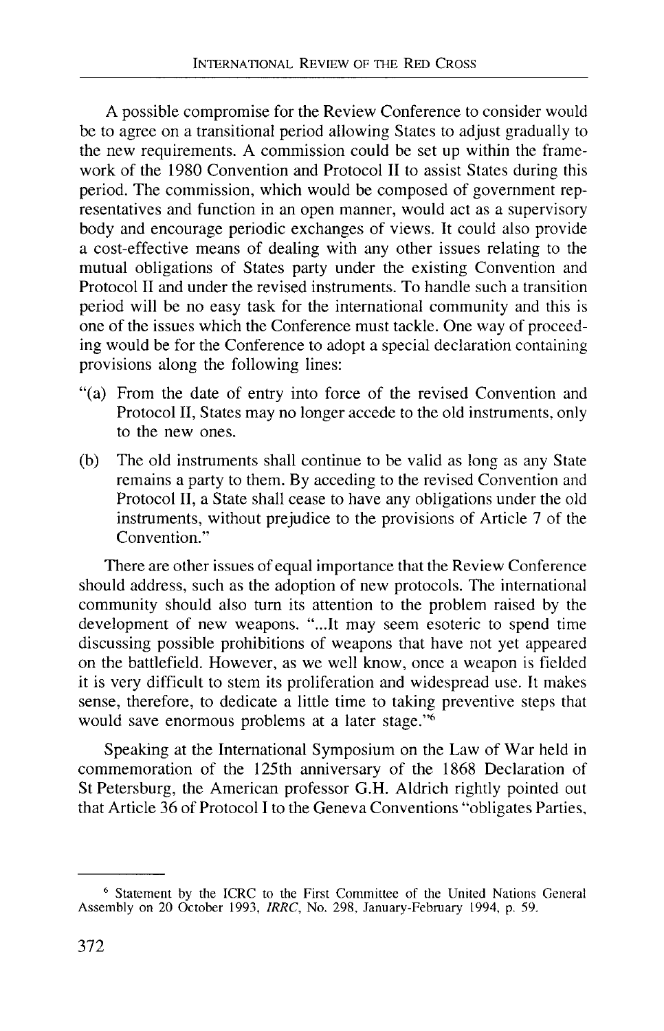A possible compromise for the Review Conference to consider would be to agree on a transitional period allowing States to adjust gradually to the new requirements. A commission could be set up within the framework of the 1980 Convention and Protocol II to assist States during this period. The commission, which would be composed of government representatives and function in an open manner, would act as a supervisory body and encourage periodic exchanges of views. It could also provide a cost-effective means of dealing with any other issues relating to the mutual obligations of States party under the existing Convention and Protocol II and under the revised instruments. To handle such a transition period will be no easy task for the international community and this is one of the issues which the Conference must tackle. One way of proceeding would be for the Conference to adopt a special declaration containing provisions along the following lines:

"(a) From the date of entry into force of the revised Convention and Protocol II, States may no longer accede to the old instruments, only to the new ones.

(b) The old instruments shall continue to be valid as long as any State remains a party to them. By acceding to the revised Convention and Protocol II, a State shall cease to have any obligations under the old instruments, without prejudice to the provisions of Article 7 of the Convention."

There are other issues of equal importance that the Review Conference should address, such as the adoption of new protocols. The international community should also turn its attention to the problem raised by the development of new weapons. "...It may seem esoteric to spend time discussing possible prohibitions of weapons that have not yet appeared on the battlefield. However, as we well know, once a weapon is fielded it is very difficult to stem its proliferation and widespread use. It makes sense, therefore, to dedicate a little time to taking preventive steps that would save enormous problems at a later stage."[6]

Speaking at the International Symposium on the Law of War held in commemoration of the 125th anniversary of the 1868 Declaration of St Petersburg, the American professor G.H. Aldrich rightly pointed out that Article 36 of Protocol I to the Geneva Conventions "obligates Parties,

---

[6] Statement by the ICRC to the First Committee of the United Nations General Assembly on 20 October 1993, *IRRC*, No. 298, January-February 1994, p. 59.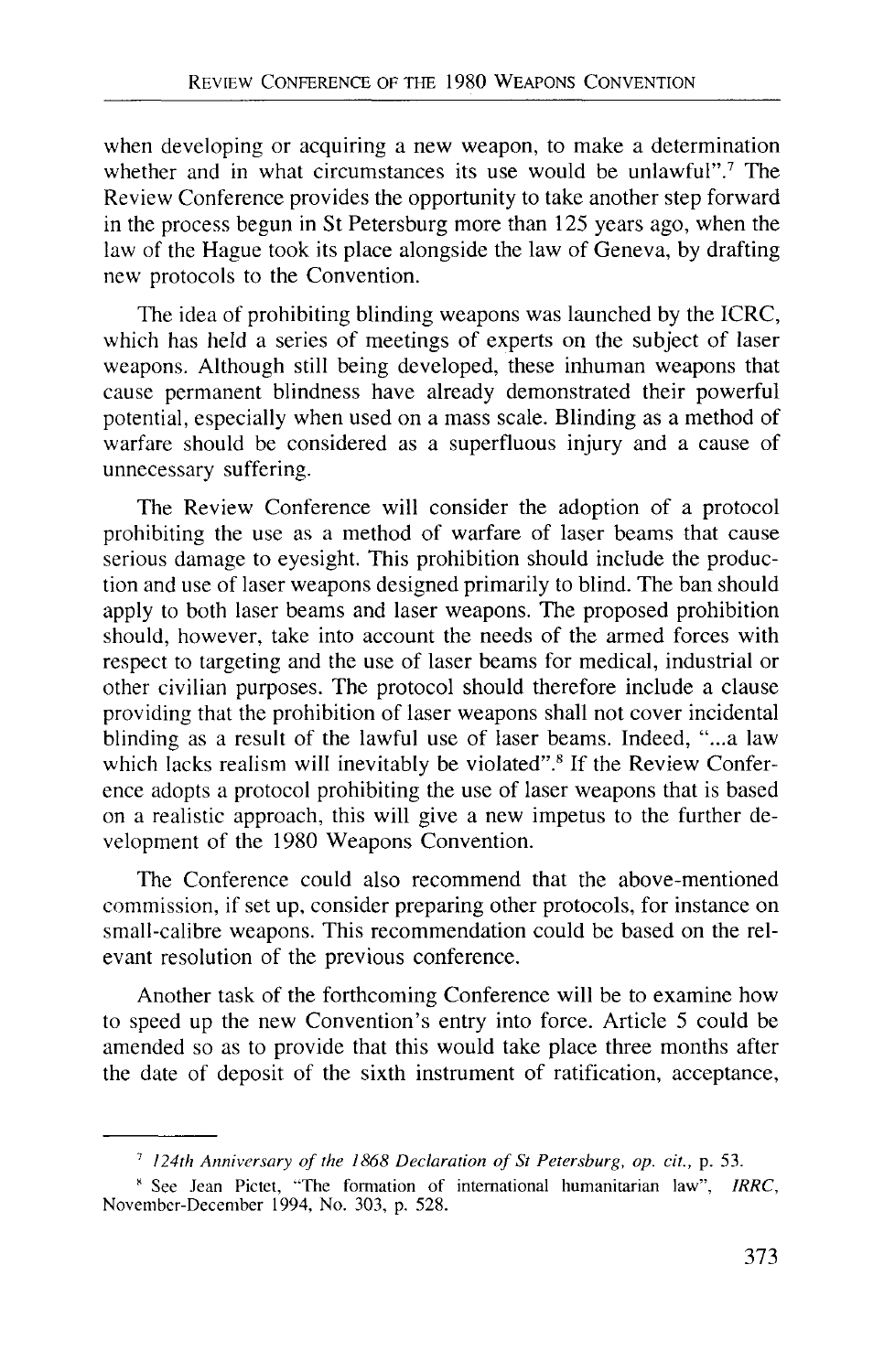when developing or acquiring a new weapon, to make a determination whether and in what circumstances its use would be unlawful".[7] The Review Conference provides the opportunity to take another step forward in the process begun in St Petersburg more than 125 years ago, when the law of the Hague took its place alongside the law of Geneva, by drafting new protocols to the Convention.

The idea of prohibiting blinding weapons was launched by the ICRC, which has held a series of meetings of experts on the subject of laser weapons. Although still being developed, these inhuman weapons that cause permanent blindness have already demonstrated their powerful potential, especially when used on a mass scale. Blinding as a method of warfare should be considered as a superfluous injury and a cause of unnecessary suffering.

The Review Conference will consider the adoption of a protocol prohibiting the use as a method of warfare of laser beams that cause serious damage to eyesight. This prohibition should include the production and use of laser weapons designed primarily to blind. The ban should apply to both laser beams and laser weapons. The proposed prohibition should, however, take into account the needs of the armed forces with respect to targeting and the use of laser beams for medical, industrial or other civilian purposes. The protocol should therefore include a clause providing that the prohibition of laser weapons shall not cover incidental blinding as a result of the lawful use of laser beams. Indeed, "...a law which lacks realism will inevitably be violated".[8] If the Review Conference adopts a protocol prohibiting the use of laser weapons that is based on a realistic approach, this will give a new impetus to the further development of the 1980 Weapons Convention.

The Conference could also recommend that the above-mentioned commission, if set up, consider preparing other protocols, for instance on small-calibre weapons. This recommendation could be based on the relevant resolution of the previous conference.

Another task of the forthcoming Conference will be to examine how to speed up the new Convention's entry into force. Article 5 could be amended so as to provide that this would take place three months after the date of deposit of the sixth instrument of ratification, acceptance,

---

[7] *124th Anniversary of the 1868 Declaration of St Petersburg, op. cit.*, p. 53.

[8] See Jean Pictet, "The formation of international humanitarian law", *IRRC*, November-December 1994, No. 303, p. 528.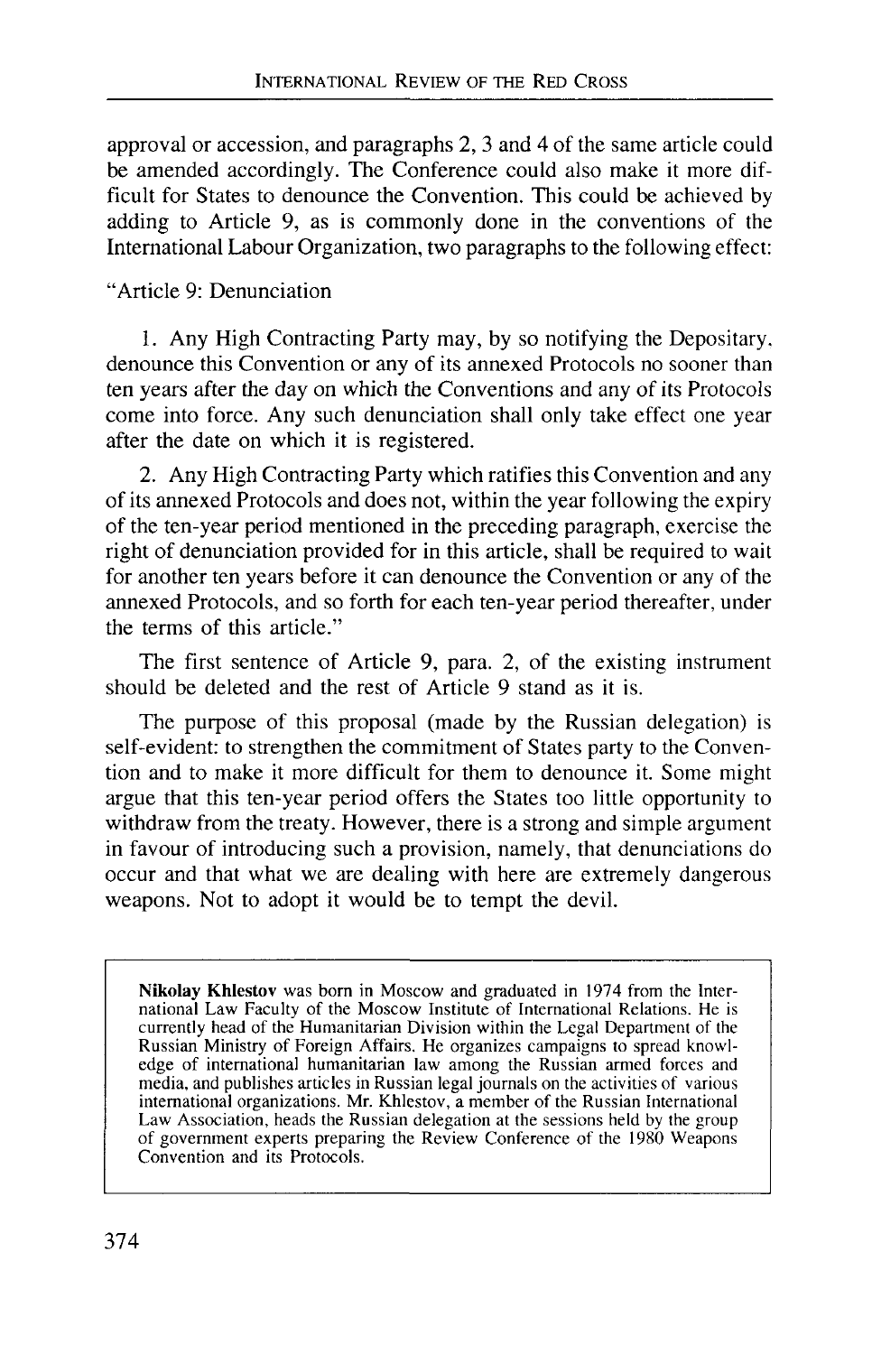approval or accession, and paragraphs 2, 3 and 4 of the same article could be amended accordingly. The Conference could also make it more difficult for States to denounce the Convention. This could be achieved by adding to Article 9, as is commonly done in the conventions of the International Labour Organization, two paragraphs to the following effect:

"Article 9: Denunciation

1. Any High Contracting Party may, by so notifying the Depositary, denounce this Convention or any of its annexed Protocols no sooner than ten years after the day on which the Conventions and any of its Protocols come into force. Any such denunciation shall only take effect one year after the date on which it is registered.

2. Any High Contracting Party which ratifies this Convention and any of its annexed Protocols and does not, within the year following the expiry of the ten-year period mentioned in the preceding paragraph, exercise the right of denunciation provided for in this article, shall be required to wait for another ten years before it can denounce the Convention or any of the annexed Protocols, and so forth for each ten-year period thereafter, under the terms of this article."

The first sentence of Article 9, para. 2, of the existing instrument should be deleted and the rest of Article 9 stand as it is.

The purpose of this proposal (made by the Russian delegation) is self-evident: to strengthen the commitment of States party to the Convention and to make it more difficult for them to denounce it. Some might argue that this ten-year period offers the States too little opportunity to withdraw from the treaty. However, there is a strong and simple argument in favour of introducing such a provision, namely, that denunciations do occur and that what we are dealing with here are extremely dangerous weapons. Not to adopt it would be to tempt the devil.

---

**Nikolay Khlestov** was born in Moscow and graduated in 1974 from the International Law Faculty of the Moscow Institute of International Relations. He is currently head of the Humanitarian Division within the Legal Department of the Russian Ministry of Foreign Affairs. He organizes campaigns to spread knowledge of international humanitarian law among the Russian armed forces and media, and publishes articles in Russian legal journals on the activities of various international organizations. Mr. Khlestov, a member of the Russian International Law Association, heads the Russian delegation at the sessions held by the group of government experts preparing the Review Conference of the 1980 Weapons Convention and its Protocols.